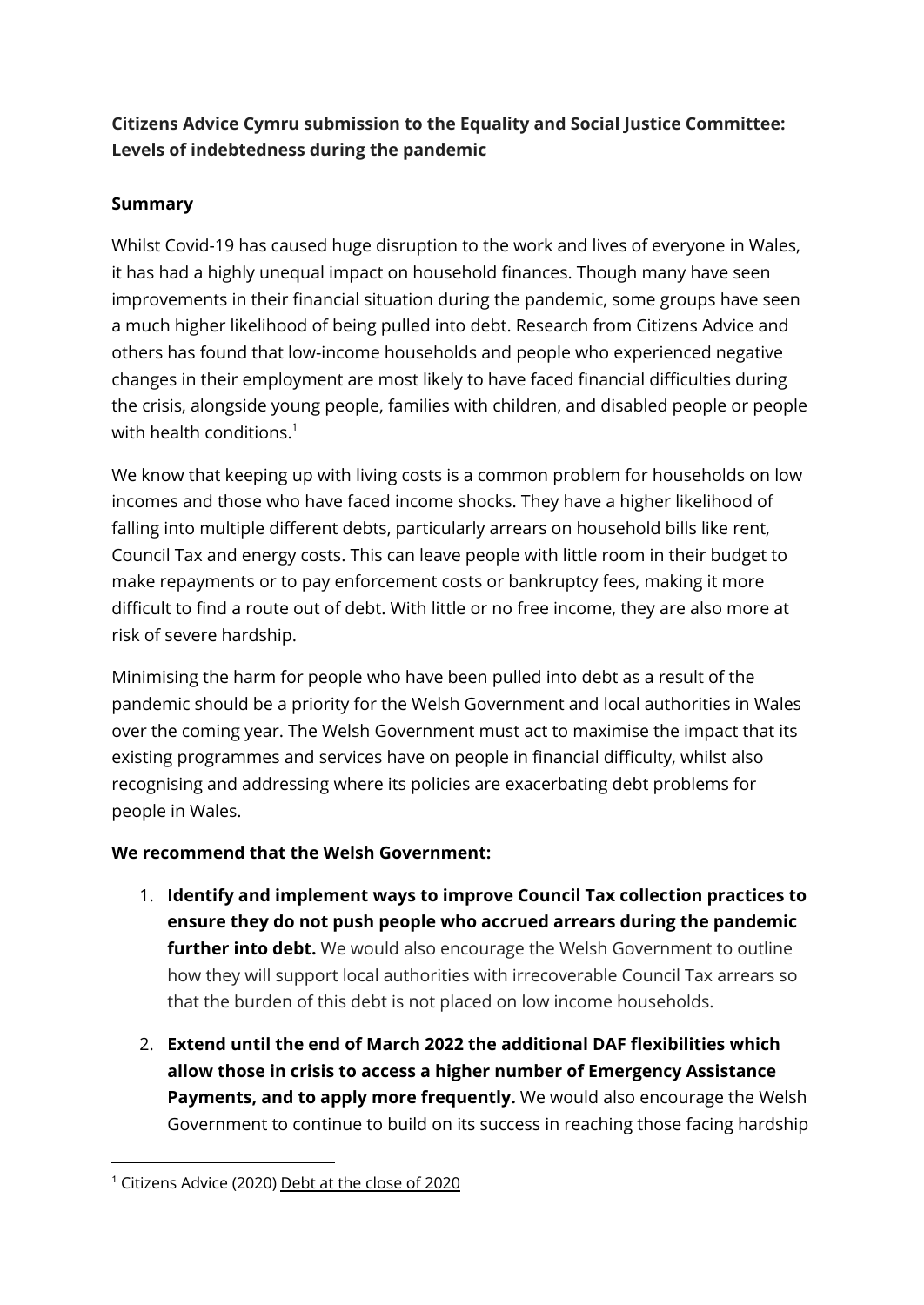**Citizens Advice Cymru submission to the Equality and Social Justice Committee: Levels of indebtedness during the pandemic**

**Summary**

Whilst Covid-19 has caused huge disruption to the work and lives of everyone in Wales, it has had a highly unequal impact on household finances. Though many have seen improvements in their financial situation during the pandemic, some groups have seen a much higher likelihood of being pulled into debt. Research from Citizens Advice and others has found that low-income households and people who experienced negative changes in their employment are most likely to have faced financial difficulties during the crisis, alongside young people, families with children, and disabled people or people with health conditions.[1]

We know that keeping up with living costs is a common problem for households on low incomes and those who have faced income shocks. They have a higher likelihood of falling into multiple different debts, particularly arrears on household bills like rent, Council Tax and energy costs. This can leave people with little room in their budget to make repayments or to pay enforcement costs or bankruptcy fees, making it more difficult to find a route out of debt. With little or no free income, they are also more at risk of severe hardship.

Minimising the harm for people who have been pulled into debt as a result of the pandemic should be a priority for the Welsh Government and local authorities in Wales over the coming year. The Welsh Government must act to maximise the impact that its existing programmes and services have on people in financial difficulty, whilst also recognising and addressing where its policies are exacerbating debt problems for people in Wales.

**We recommend that the Welsh Government:**

1. **Identify and implement ways to improve Council Tax collection practices to ensure they do not push people who accrued arrears during the pandemic further into debt.** We would also encourage the Welsh Government to outline how they will support local authorities with irrecoverable Council Tax arrears so that the burden of this debt is not placed on low income households.
2. **Extend until the end of March 2022 the additional DAF flexibilities which allow those in crisis to access a higher number of Emergency Assistance Payments, and to apply more frequently.** We would also encourage the Welsh Government to continue to build on its success in reaching those facing hardship

[1] Citizens Advice (2020) Debt at the close of 2020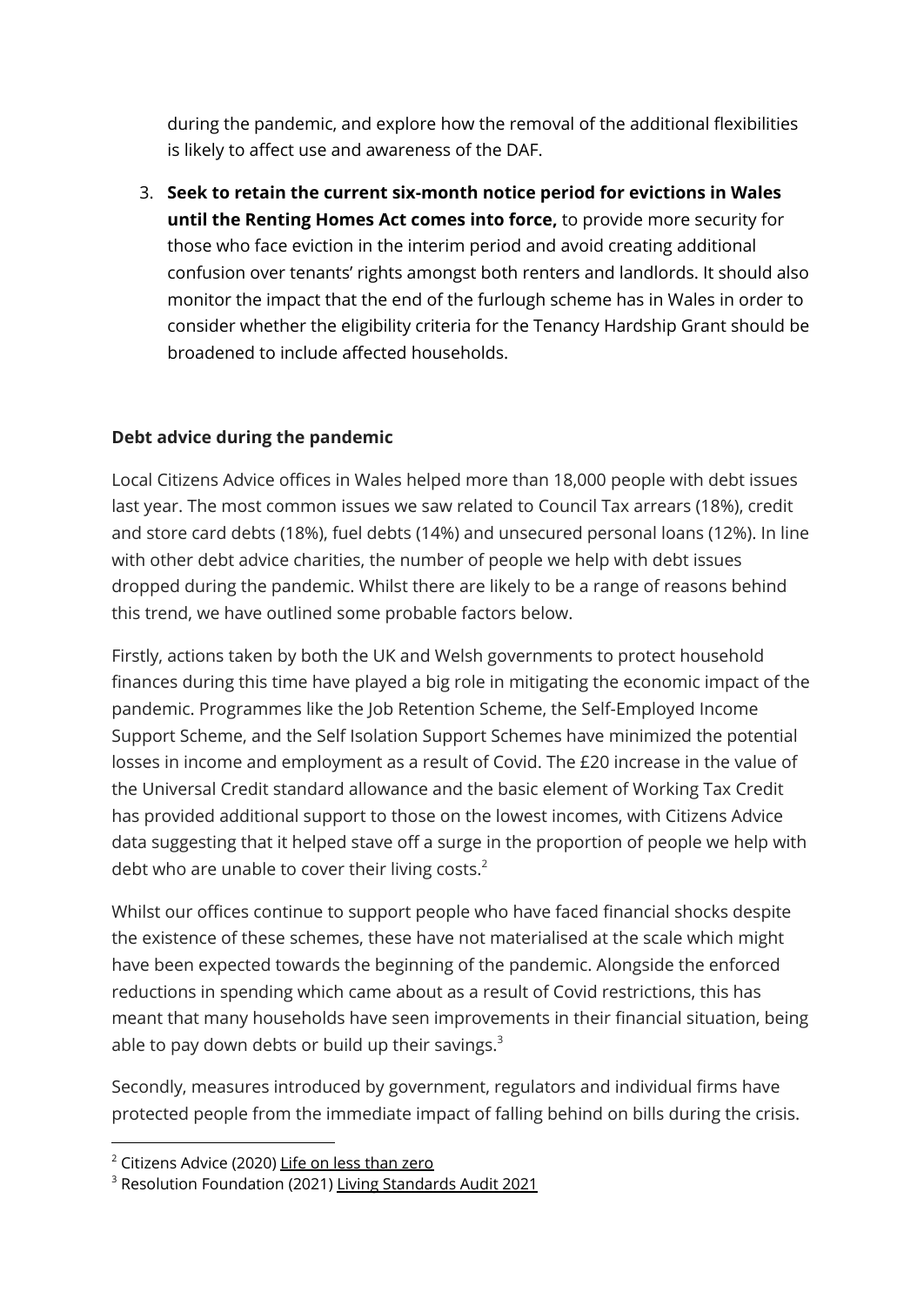during the pandemic, and explore how the removal of the additional flexibilities is likely to affect use and awareness of the DAF.

3. **Seek to retain the current six-month notice period for evictions in Wales until the Renting Homes Act comes into force,** to provide more security for those who face eviction in the interim period and avoid creating additional confusion over tenants' rights amongst both renters and landlords. It should also monitor the impact that the end of the furlough scheme has in Wales in order to consider whether the eligibility criteria for the Tenancy Hardship Grant should be broadened to include affected households.

**Debt advice during the pandemic**

Local Citizens Advice offices in Wales helped more than 18,000 people with debt issues last year. The most common issues we saw related to Council Tax arrears (18%), credit and store card debts (18%), fuel debts (14%) and unsecured personal loans (12%). In line with other debt advice charities, the number of people we help with debt issues dropped during the pandemic. Whilst there are likely to be a range of reasons behind this trend, we have outlined some probable factors below.

Firstly, actions taken by both the UK and Welsh governments to protect household finances during this time have played a big role in mitigating the economic impact of the pandemic. Programmes like the Job Retention Scheme, the Self-Employed Income Support Scheme, and the Self Isolation Support Schemes have minimized the potential losses in income and employment as a result of Covid. The £20 increase in the value of the Universal Credit standard allowance and the basic element of Working Tax Credit has provided additional support to those on the lowest incomes, with Citizens Advice data suggesting that it helped stave off a surge in the proportion of people we help with debt who are unable to cover their living costs.[2]

Whilst our offices continue to support people who have faced financial shocks despite the existence of these schemes, these have not materialised at the scale which might have been expected towards the beginning of the pandemic. Alongside the enforced reductions in spending which came about as a result of Covid restrictions, this has meant that many households have seen improvements in their financial situation, being able to pay down debts or build up their savings.[3]

Secondly, measures introduced by government, regulators and individual firms have protected people from the immediate impact of falling behind on bills during the crisis.

---

[2] Citizens Advice (2020) Life on less than zero

[3] Resolution Foundation (2021) Living Standards Audit 2021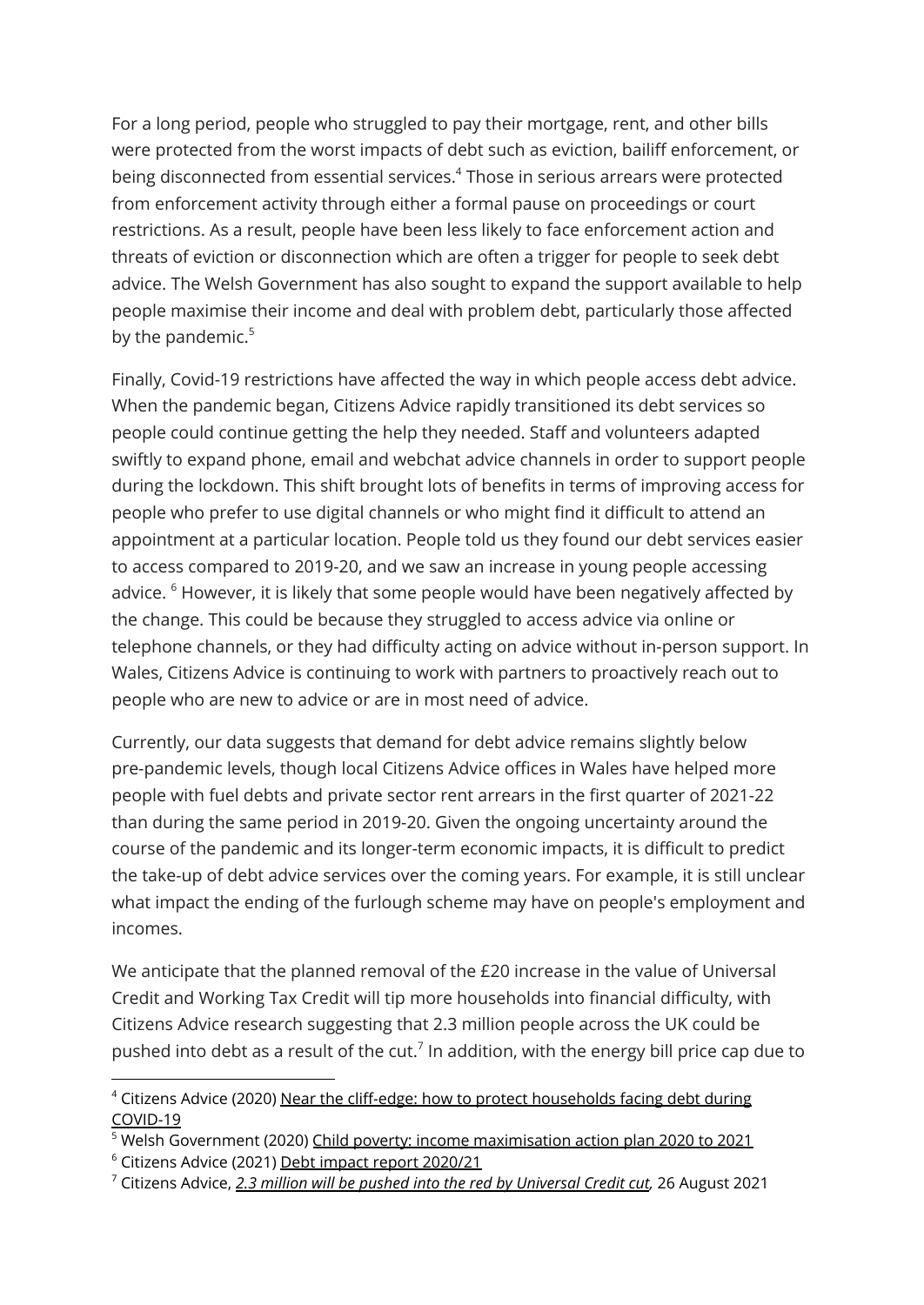For a long period, people who struggled to pay their mortgage, rent, and other bills were protected from the worst impacts of debt such as eviction, bailiff enforcement, or being disconnected from essential services.[4] Those in serious arrears were protected from enforcement activity through either a formal pause on proceedings or court restrictions. As a result, people have been less likely to face enforcement action and threats of eviction or disconnection which are often a trigger for people to seek debt advice. The Welsh Government has also sought to expand the support available to help people maximise their income and deal with problem debt, particularly those affected by the pandemic.[5]

Finally, Covid-19 restrictions have affected the way in which people access debt advice. When the pandemic began, Citizens Advice rapidly transitioned its debt services so people could continue getting the help they needed. Staff and volunteers adapted swiftly to expand phone, email and webchat advice channels in order to support people during the lockdown. This shift brought lots of benefits in terms of improving access for people who prefer to use digital channels or who might find it difficult to attend an appointment at a particular location. People told us they found our debt services easier to access compared to 2019-20, and we saw an increase in young people accessing advice. [6] However, it is likely that some people would have been negatively affected by the change. This could be because they struggled to access advice via online or telephone channels, or they had difficulty acting on advice without in-person support. In Wales, Citizens Advice is continuing to work with partners to proactively reach out to people who are new to advice or are in most need of advice.

Currently, our data suggests that demand for debt advice remains slightly below pre-pandemic levels, though local Citizens Advice offices in Wales have helped more people with fuel debts and private sector rent arrears in the first quarter of 2021-22 than during the same period in 2019-20. Given the ongoing uncertainty around the course of the pandemic and its longer-term economic impacts, it is difficult to predict the take-up of debt advice services over the coming years. For example, it is still unclear what impact the ending of the furlough scheme may have on people's employment and incomes.

We anticipate that the planned removal of the £20 increase in the value of Universal Credit and Working Tax Credit will tip more households into financial difficulty, with Citizens Advice research suggesting that 2.3 million people across the UK could be pushed into debt as a result of the cut.[7] In addition, with the energy bill price cap due to

---

[4] Citizens Advice (2020) Near the cliff-edge: how to protect households facing debt during COVID-19

[5] Welsh Government (2020) Child poverty: income maximisation action plan 2020 to 2021

[6] Citizens Advice (2021) Debt impact report 2020/21

[7] Citizens Advice, *2.3 million will be pushed into the red by Universal Credit cut,* 26 August 2021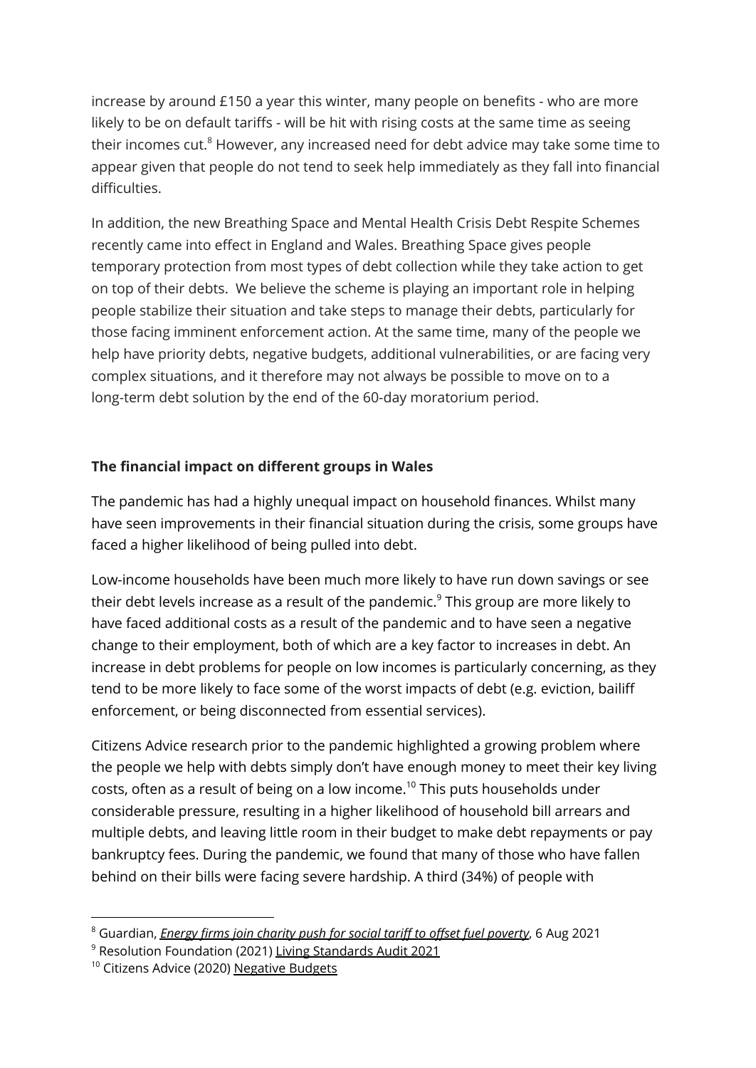increase by around £150 a year this winter, many people on benefits - who are more likely to be on default tariffs - will be hit with rising costs at the same time as seeing their incomes cut.[8] However, any increased need for debt advice may take some time to appear given that people do not tend to seek help immediately as they fall into financial difficulties.

In addition, the new Breathing Space and Mental Health Crisis Debt Respite Schemes recently came into effect in England and Wales. Breathing Space gives people temporary protection from most types of debt collection while they take action to get on top of their debts. We believe the scheme is playing an important role in helping people stabilize their situation and take steps to manage their debts, particularly for those facing imminent enforcement action. At the same time, many of the people we help have priority debts, negative budgets, additional vulnerabilities, or are facing very complex situations, and it therefore may not always be possible to move on to a long-term debt solution by the end of the 60-day moratorium period.

**The financial impact on different groups in Wales**

The pandemic has had a highly unequal impact on household finances. Whilst many have seen improvements in their financial situation during the crisis, some groups have faced a higher likelihood of being pulled into debt.

Low-income households have been much more likely to have run down savings or see their debt levels increase as a result of the pandemic.[9] This group are more likely to have faced additional costs as a result of the pandemic and to have seen a negative change to their employment, both of which are a key factor to increases in debt. An increase in debt problems for people on low incomes is particularly concerning, as they tend to be more likely to face some of the worst impacts of debt (e.g. eviction, bailiff enforcement, or being disconnected from essential services).

Citizens Advice research prior to the pandemic highlighted a growing problem where the people we help with debts simply don't have enough money to meet their key living costs, often as a result of being on a low income.[10] This puts households under considerable pressure, resulting in a higher likelihood of household bill arrears and multiple debts, and leaving little room in their budget to make debt repayments or pay bankruptcy fees. During the pandemic, we found that many of those who have fallen behind on their bills were facing severe hardship. A third (34%) of people with

---

[8] Guardian, *Energy firms join charity push for social tariff to offset fuel poverty*, 6 Aug 2021

[9] Resolution Foundation (2021) Living Standards Audit 2021

[10] Citizens Advice (2020) Negative Budgets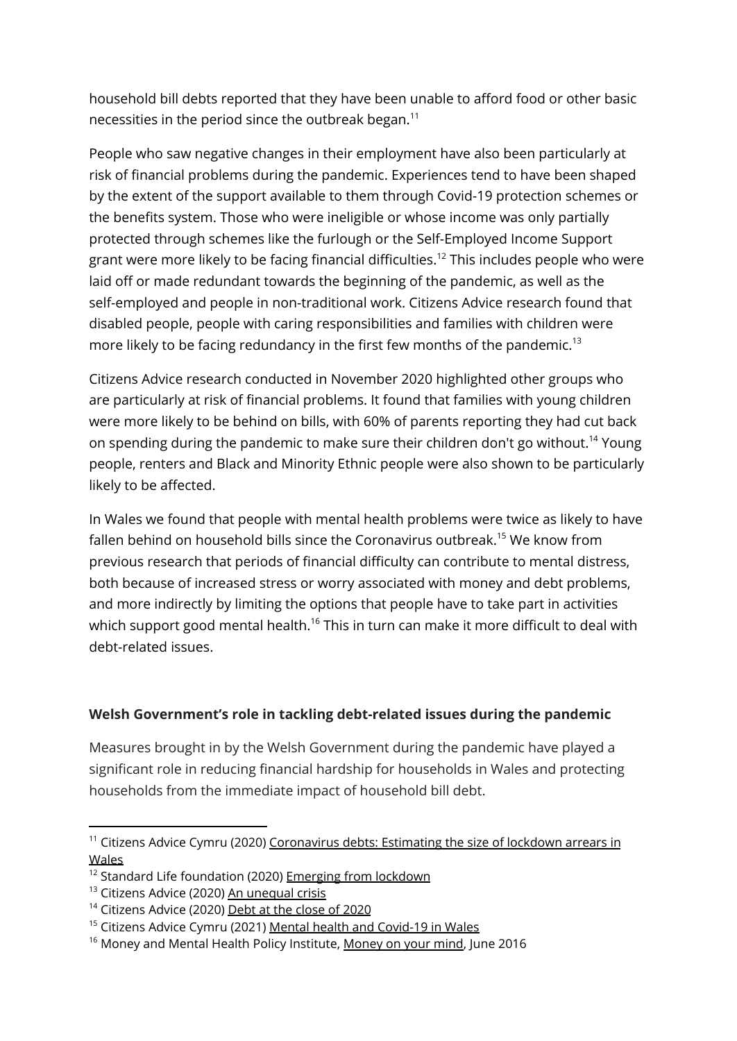household bill debts reported that they have been unable to afford food or other basic necessities in the period since the outbreak began.[11]

People who saw negative changes in their employment have also been particularly at risk of financial problems during the pandemic. Experiences tend to have been shaped by the extent of the support available to them through Covid-19 protection schemes or the benefits system. Those who were ineligible or whose income was only partially protected through schemes like the furlough or the Self-Employed Income Support grant were more likely to be facing financial difficulties.[12] This includes people who were laid off or made redundant towards the beginning of the pandemic, as well as the self-employed and people in non-traditional work. Citizens Advice research found that disabled people, people with caring responsibilities and families with children were more likely to be facing redundancy in the first few months of the pandemic.[13]

Citizens Advice research conducted in November 2020 highlighted other groups who are particularly at risk of financial problems. It found that families with young children were more likely to be behind on bills, with 60% of parents reporting they had cut back on spending during the pandemic to make sure their children don't go without.[14] Young people, renters and Black and Minority Ethnic people were also shown to be particularly likely to be affected.

In Wales we found that people with mental health problems were twice as likely to have fallen behind on household bills since the Coronavirus outbreak.[15] We know from previous research that periods of financial difficulty can contribute to mental distress, both because of increased stress or worry associated with money and debt problems, and more indirectly by limiting the options that people have to take part in activities which support good mental health.[16] This in turn can make it more difficult to deal with debt-related issues.

## Welsh Government's role in tackling debt-related issues during the pandemic

Measures brought in by the Welsh Government during the pandemic have played a significant role in reducing financial hardship for households in Wales and protecting households from the immediate impact of household bill debt.

---

[11] Citizens Advice Cymru (2020) Coronavirus debts: Estimating the size of lockdown arrears in Wales

[12] Standard Life foundation (2020) Emerging from lockdown

[13] Citizens Advice (2020) An unequal crisis

[14] Citizens Advice (2020) Debt at the close of 2020

[15] Citizens Advice Cymru (2021) Mental health and Covid-19 in Wales

[16] Money and Mental Health Policy Institute, Money on your mind, June 2016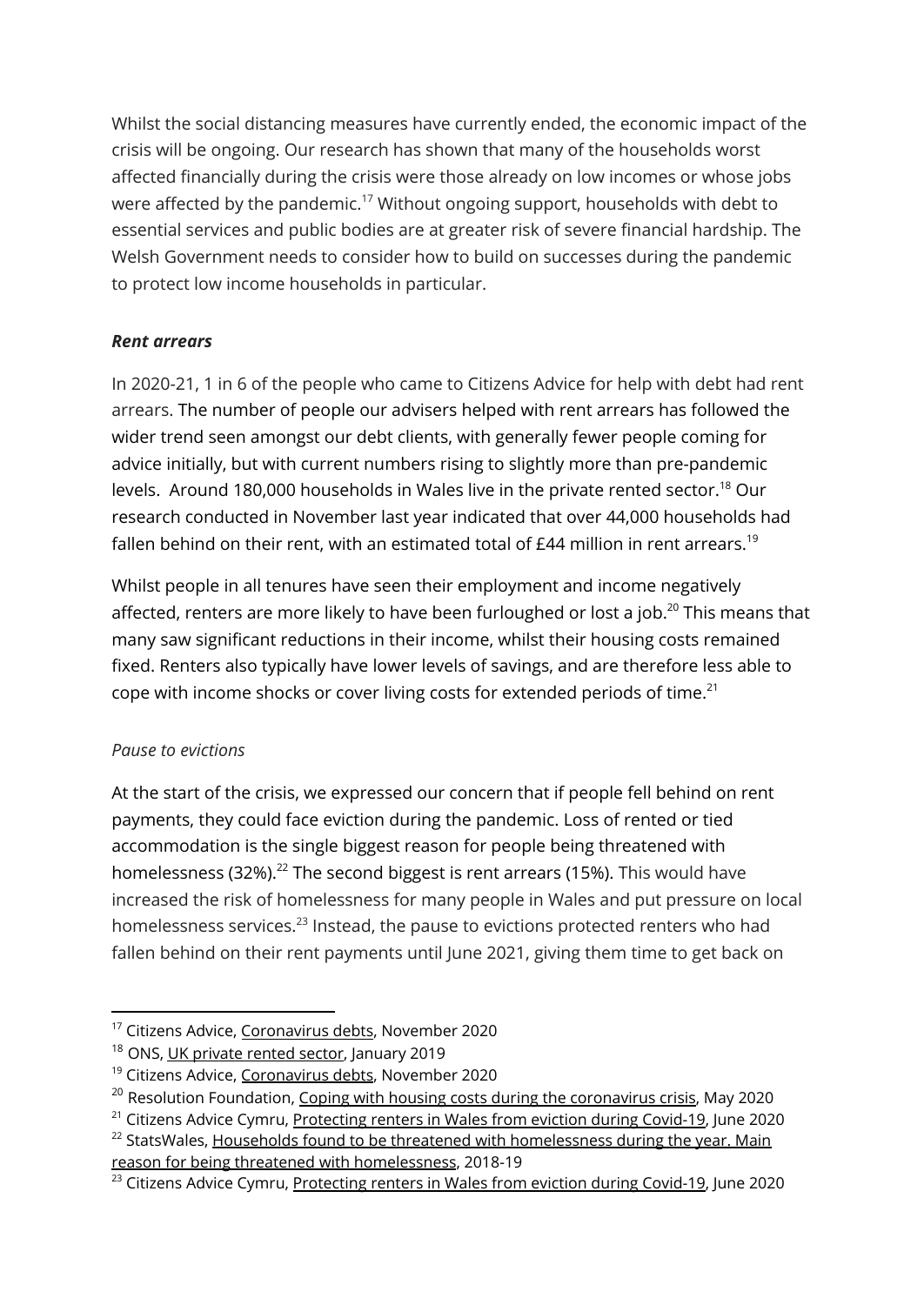Whilst the social distancing measures have currently ended, the economic impact of the crisis will be ongoing. Our research has shown that many of the households worst affected financially during the crisis were those already on low incomes or whose jobs were affected by the pandemic.[17] Without ongoing support, households with debt to essential services and public bodies are at greater risk of severe financial hardship. The Welsh Government needs to consider how to build on successes during the pandemic to protect low income households in particular.

### ***Rent arrears***

In 2020-21, 1 in 6 of the people who came to Citizens Advice for help with debt had rent arrears. The number of people our advisers helped with rent arrears has followed the wider trend seen amongst our debt clients, with generally fewer people coming for advice initially, but with current numbers rising to slightly more than pre-pandemic levels. Around 180,000 households in Wales live in the private rented sector.[18] Our research conducted in November last year indicated that over 44,000 households had fallen behind on their rent, with an estimated total of £44 million in rent arrears.[19]

Whilst people in all tenures have seen their employment and income negatively affected, renters are more likely to have been furloughed or lost a job.[20] This means that many saw significant reductions in their income, whilst their housing costs remained fixed. Renters also typically have lower levels of savings, and are therefore less able to cope with income shocks or cover living costs for extended periods of time.[21]

#### *Pause to evictions*

At the start of the crisis, we expressed our concern that if people fell behind on rent payments, they could face eviction during the pandemic. Loss of rented or tied accommodation is the single biggest reason for people being threatened with homelessness (32%).[22] The second biggest is rent arrears (15%). This would have increased the risk of homelessness for many people in Wales and put pressure on local homelessness services.[23] Instead, the pause to evictions protected renters who had fallen behind on their rent payments until June 2021, giving them time to get back on

---

[17] Citizens Advice, Coronavirus debts, November 2020

[18] ONS, UK private rented sector, January 2019

[19] Citizens Advice, Coronavirus debts, November 2020

[20] Resolution Foundation, Coping with housing costs during the coronavirus crisis, May 2020

[21] Citizens Advice Cymru, Protecting renters in Wales from eviction during Covid-19, June 2020

[22] StatsWales, Households found to be threatened with homelessness during the year. Main reason for being threatened with homelessness, 2018-19

[23] Citizens Advice Cymru, Protecting renters in Wales from eviction during Covid-19, June 2020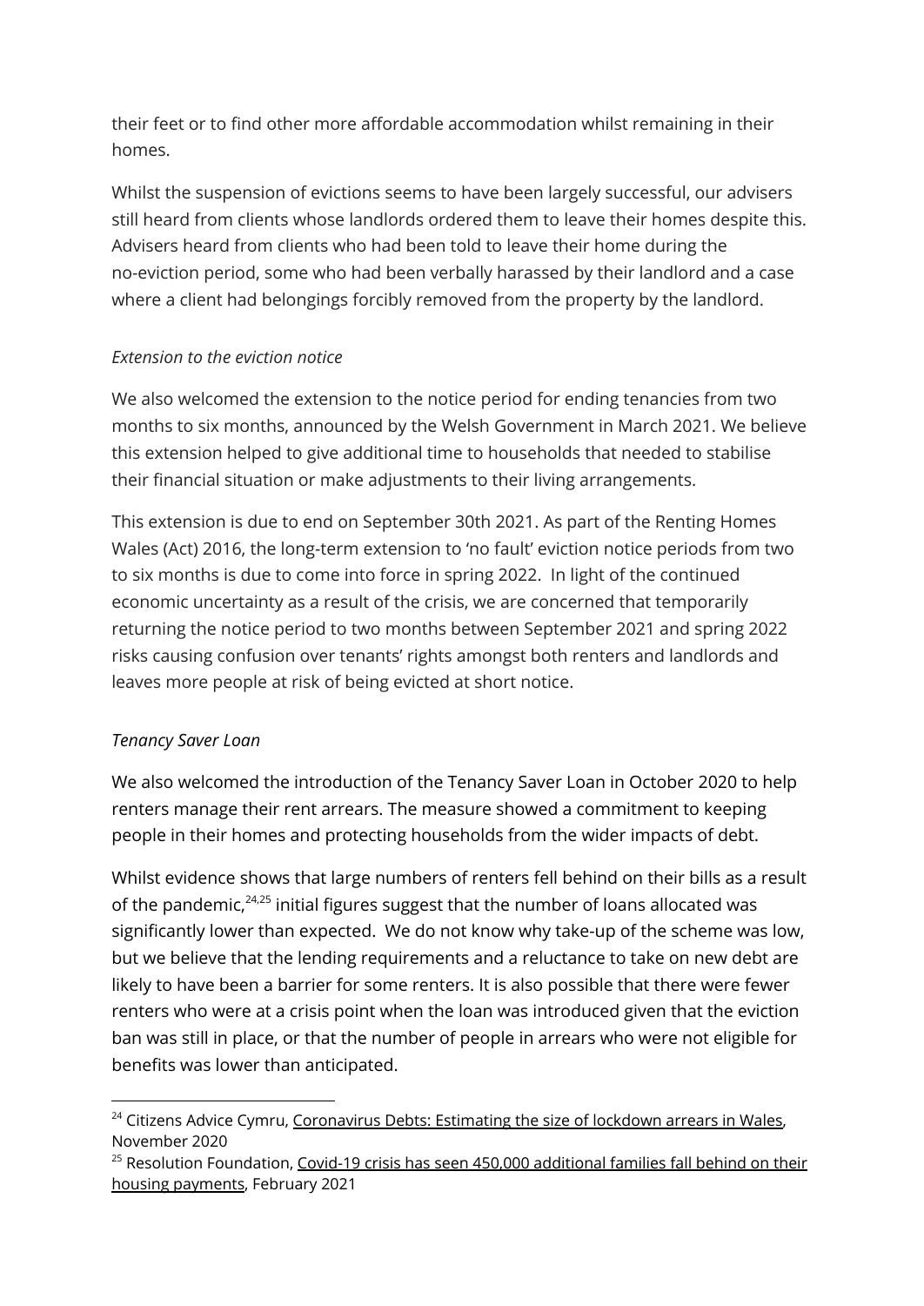their feet or to find other more affordable accommodation whilst remaining in their homes.

Whilst the suspension of evictions seems to have been largely successful, our advisers still heard from clients whose landlords ordered them to leave their homes despite this. Advisers heard from clients who had been told to leave their home during the no-eviction period, some who had been verbally harassed by their landlord and a case where a client had belongings forcibly removed from the property by the landlord.

*Extension to the eviction notice*

We also welcomed the extension to the notice period for ending tenancies from two months to six months, announced by the Welsh Government in March 2021. We believe this extension helped to give additional time to households that needed to stabilise their financial situation or make adjustments to their living arrangements.

This extension is due to end on September 30th 2021. As part of the Renting Homes Wales (Act) 2016, the long-term extension to 'no fault' eviction notice periods from two to six months is due to come into force in spring 2022. In light of the continued economic uncertainty as a result of the crisis, we are concerned that temporarily returning the notice period to two months between September 2021 and spring 2022 risks causing confusion over tenants' rights amongst both renters and landlords and leaves more people at risk of being evicted at short notice.

*Tenancy Saver Loan*

We also welcomed the introduction of the Tenancy Saver Loan in October 2020 to help renters manage their rent arrears. The measure showed a commitment to keeping people in their homes and protecting households from the wider impacts of debt.

Whilst evidence shows that large numbers of renters fell behind on their bills as a result of the pandemic,[24,25] initial figures suggest that the number of loans allocated was significantly lower than expected. We do not know why take-up of the scheme was low, but we believe that the lending requirements and a reluctance to take on new debt are likely to have been a barrier for some renters. It is also possible that there were fewer renters who were at a crisis point when the loan was introduced given that the eviction ban was still in place, or that the number of people in arrears who were not eligible for benefits was lower than anticipated.

---

[24] Citizens Advice Cymru, Coronavirus Debts: Estimating the size of lockdown arrears in Wales, November 2020

[25] Resolution Foundation, Covid-19 crisis has seen 450,000 additional families fall behind on their housing payments, February 2021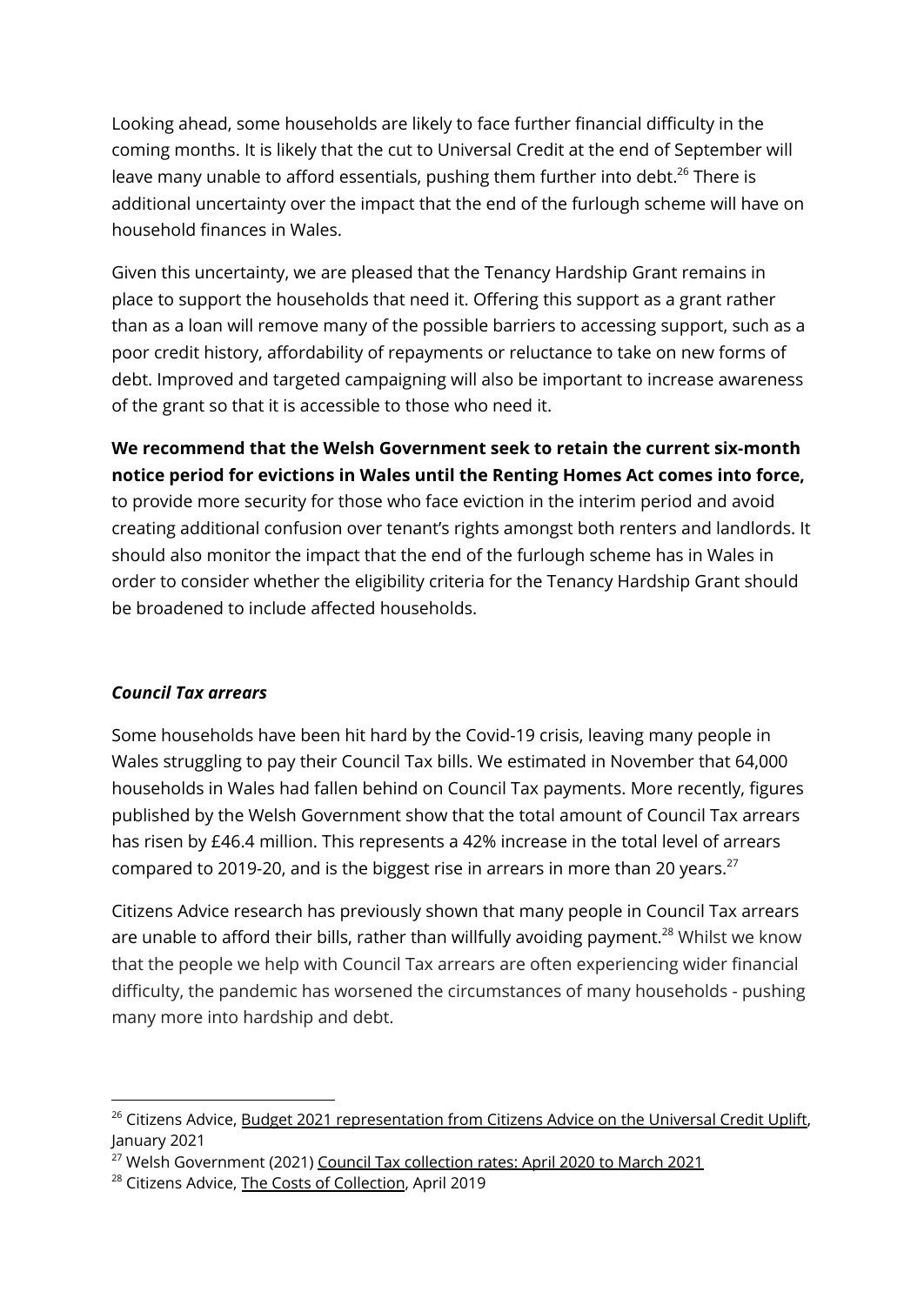Looking ahead, some households are likely to face further financial difficulty in the coming months. It is likely that the cut to Universal Credit at the end of September will leave many unable to afford essentials, pushing them further into debt.[26] There is additional uncertainty over the impact that the end of the furlough scheme will have on household finances in Wales.

Given this uncertainty, we are pleased that the Tenancy Hardship Grant remains in place to support the households that need it. Offering this support as a grant rather than as a loan will remove many of the possible barriers to accessing support, such as a poor credit history, affordability of repayments or reluctance to take on new forms of debt. Improved and targeted campaigning will also be important to increase awareness of the grant so that it is accessible to those who need it.

**We recommend that the Welsh Government seek to retain the current six-month notice period for evictions in Wales until the Renting Homes Act comes into force,** to provide more security for those who face eviction in the interim period and avoid creating additional confusion over tenant's rights amongst both renters and landlords. It should also monitor the impact that the end of the furlough scheme has in Wales in order to consider whether the eligibility criteria for the Tenancy Hardship Grant should be broadened to include affected households.

### ***Council Tax arrears***

Some households have been hit hard by the Covid-19 crisis, leaving many people in Wales struggling to pay their Council Tax bills. We estimated in November that 64,000 households in Wales had fallen behind on Council Tax payments. More recently, figures published by the Welsh Government show that the total amount of Council Tax arrears has risen by £46.4 million. This represents a 42% increase in the total level of arrears compared to 2019-20, and is the biggest rise in arrears in more than 20 years.[27]

Citizens Advice research has previously shown that many people in Council Tax arrears are unable to afford their bills, rather than willfully avoiding payment.[28] Whilst we know that the people we help with Council Tax arrears are often experiencing wider financial difficulty, the pandemic has worsened the circumstances of many households - pushing many more into hardship and debt.

---

[26] Citizens Advice, Budget 2021 representation from Citizens Advice on the Universal Credit Uplift, January 2021

[27] Welsh Government (2021) Council Tax collection rates: April 2020 to March 2021

[28] Citizens Advice, The Costs of Collection, April 2019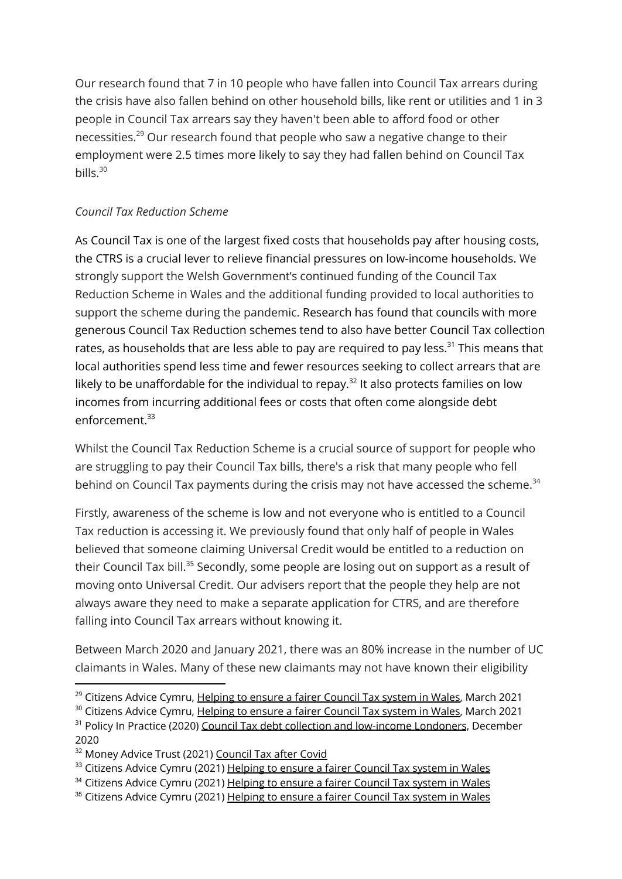Our research found that 7 in 10 people who have fallen into Council Tax arrears during the crisis have also fallen behind on other household bills, like rent or utilities and 1 in 3 people in Council Tax arrears say they haven't been able to afford food or other necessities.[29] Our research found that people who saw a negative change to their employment were 2.5 times more likely to say they had fallen behind on Council Tax bills.[30]

*Council Tax Reduction Scheme*

As Council Tax is one of the largest fixed costs that households pay after housing costs, the CTRS is a crucial lever to relieve financial pressures on low-income households. We strongly support the Welsh Government's continued funding of the Council Tax Reduction Scheme in Wales and the additional funding provided to local authorities to support the scheme during the pandemic. Research has found that councils with more generous Council Tax Reduction schemes tend to also have better Council Tax collection rates, as households that are less able to pay are required to pay less.[31] This means that local authorities spend less time and fewer resources seeking to collect arrears that are likely to be unaffordable for the individual to repay.[32] It also protects families on low incomes from incurring additional fees or costs that often come alongside debt enforcement.[33]

Whilst the Council Tax Reduction Scheme is a crucial source of support for people who are struggling to pay their Council Tax bills, there's a risk that many people who fell behind on Council Tax payments during the crisis may not have accessed the scheme.[34]

Firstly, awareness of the scheme is low and not everyone who is entitled to a Council Tax reduction is accessing it. We previously found that only half of people in Wales believed that someone claiming Universal Credit would be entitled to a reduction on their Council Tax bill.[35] Secondly, some people are losing out on support as a result of moving onto Universal Credit. Our advisers report that the people they help are not always aware they need to make a separate application for CTRS, and are therefore falling into Council Tax arrears without knowing it.

Between March 2020 and January 2021, there was an 80% increase in the number of UC claimants in Wales. Many of these new claimants may not have known their eligibility

---

[29] Citizens Advice Cymru, Helping to ensure a fairer Council Tax system in Wales, March 2021

[30] Citizens Advice Cymru, Helping to ensure a fairer Council Tax system in Wales, March 2021

[31] Policy In Practice (2020) Council Tax debt collection and low-income Londoners, December 2020

[32] Money Advice Trust (2021) Council Tax after Covid

[33] Citizens Advice Cymru (2021) Helping to ensure a fairer Council Tax system in Wales

[34] Citizens Advice Cymru (2021) Helping to ensure a fairer Council Tax system in Wales

[35] Citizens Advice Cymru (2021) Helping to ensure a fairer Council Tax system in Wales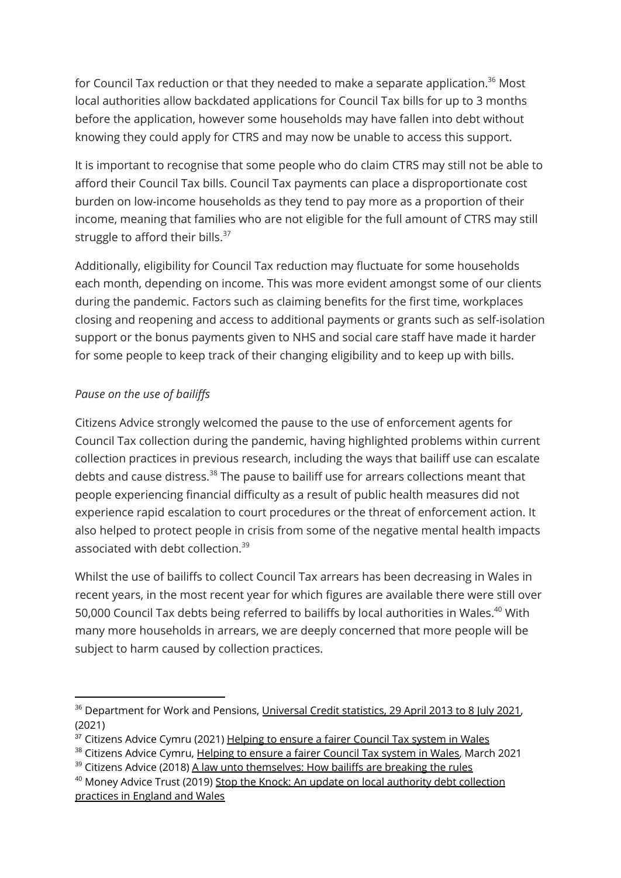for Council Tax reduction or that they needed to make a separate application.[36] Most local authorities allow backdated applications for Council Tax bills for up to 3 months before the application, however some households may have fallen into debt without knowing they could apply for CTRS and may now be unable to access this support.

It is important to recognise that some people who do claim CTRS may still not be able to afford their Council Tax bills. Council Tax payments can place a disproportionate cost burden on low-income households as they tend to pay more as a proportion of their income, meaning that families who are not eligible for the full amount of CTRS may still struggle to afford their bills.[37]

Additionally, eligibility for Council Tax reduction may fluctuate for some households each month, depending on income. This was more evident amongst some of our clients during the pandemic. Factors such as claiming benefits for the first time, workplaces closing and reopening and access to additional payments or grants such as self-isolation support or the bonus payments given to NHS and social care staff have made it harder for some people to keep track of their changing eligibility and to keep up with bills.

*Pause on the use of bailiffs*

Citizens Advice strongly welcomed the pause to the use of enforcement agents for Council Tax collection during the pandemic, having highlighted problems within current collection practices in previous research, including the ways that bailiff use can escalate debts and cause distress.[38] The pause to bailiff use for arrears collections meant that people experiencing financial difficulty as a result of public health measures did not experience rapid escalation to court procedures or the threat of enforcement action. It also helped to protect people in crisis from some of the negative mental health impacts associated with debt collection.[39]

Whilst the use of bailiffs to collect Council Tax arrears has been decreasing in Wales in recent years, in the most recent year for which figures are available there were still over 50,000 Council Tax debts being referred to bailiffs by local authorities in Wales.[40] With many more households in arrears, we are deeply concerned that more people will be subject to harm caused by collection practices.

---

[36] Department for Work and Pensions, Universal Credit statistics, 29 April 2013 to 8 July 2021, (2021)

[37] Citizens Advice Cymru (2021) Helping to ensure a fairer Council Tax system in Wales

[38] Citizens Advice Cymru, Helping to ensure a fairer Council Tax system in Wales, March 2021

[39] Citizens Advice (2018) A law unto themselves: How bailiffs are breaking the rules

[40] Money Advice Trust (2019) Stop the Knock: An update on local authority debt collection practices in England and Wales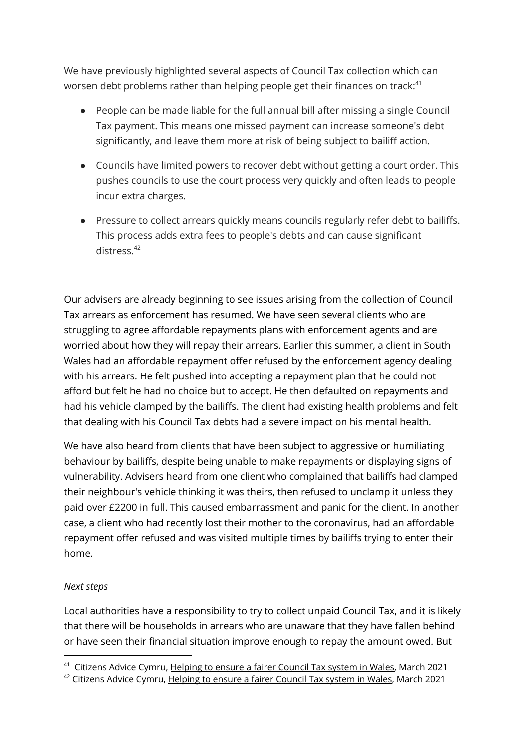We have previously highlighted several aspects of Council Tax collection which can worsen debt problems rather than helping people get their finances on track:[41]

- People can be made liable for the full annual bill after missing a single Council Tax payment. This means one missed payment can increase someone's debt significantly, and leave them more at risk of being subject to bailiff action.
- Councils have limited powers to recover debt without getting a court order. This pushes councils to use the court process very quickly and often leads to people incur extra charges.
- Pressure to collect arrears quickly means councils regularly refer debt to bailiffs. This process adds extra fees to people's debts and can cause significant distress.[42]

Our advisers are already beginning to see issues arising from the collection of Council Tax arrears as enforcement has resumed. We have seen several clients who are struggling to agree affordable repayments plans with enforcement agents and are worried about how they will repay their arrears. Earlier this summer, a client in South Wales had an affordable repayment offer refused by the enforcement agency dealing with his arrears. He felt pushed into accepting a repayment plan that he could not afford but felt he had no choice but to accept. He then defaulted on repayments and had his vehicle clamped by the bailiffs. The client had existing health problems and felt that dealing with his Council Tax debts had a severe impact on his mental health.

We have also heard from clients that have been subject to aggressive or humiliating behaviour by bailiffs, despite being unable to make repayments or displaying signs of vulnerability. Advisers heard from one client who complained that bailiffs had clamped their neighbour's vehicle thinking it was theirs, then refused to unclamp it unless they paid over £2200 in full. This caused embarrassment and panic for the client. In another case, a client who had recently lost their mother to the coronavirus, had an affordable repayment offer refused and was visited multiple times by bailiffs trying to enter their home.

*Next steps*

Local authorities have a responsibility to try to collect unpaid Council Tax, and it is likely that there will be households in arrears who are unaware that they have fallen behind or have seen their financial situation improve enough to repay the amount owed. But

[41] Citizens Advice Cymru, Helping to ensure a fairer Council Tax system in Wales, March 2021

[42] Citizens Advice Cymru, Helping to ensure a fairer Council Tax system in Wales, March 2021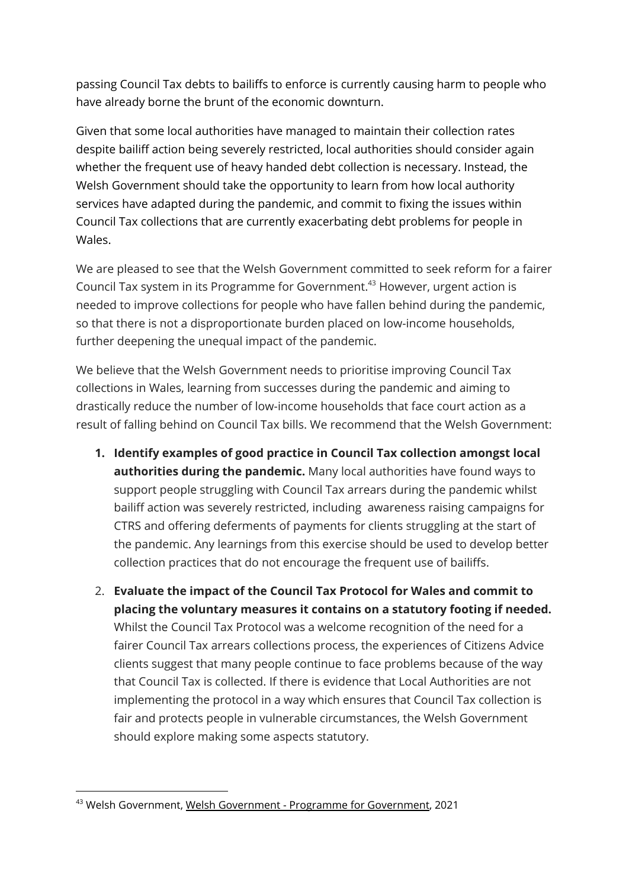passing Council Tax debts to bailiffs to enforce is currently causing harm to people who have already borne the brunt of the economic downturn.

Given that some local authorities have managed to maintain their collection rates despite bailiff action being severely restricted, local authorities should consider again whether the frequent use of heavy handed debt collection is necessary. Instead, the Welsh Government should take the opportunity to learn from how local authority services have adapted during the pandemic, and commit to fixing the issues within Council Tax collections that are currently exacerbating debt problems for people in Wales.

We are pleased to see that the Welsh Government committed to seek reform for a fairer Council Tax system in its Programme for Government.[43] However, urgent action is needed to improve collections for people who have fallen behind during the pandemic, so that there is not a disproportionate burden placed on low-income households, further deepening the unequal impact of the pandemic.

We believe that the Welsh Government needs to prioritise improving Council Tax collections in Wales, learning from successes during the pandemic and aiming to drastically reduce the number of low-income households that face court action as a result of falling behind on Council Tax bills. We recommend that the Welsh Government:

1. **Identify examples of good practice in Council Tax collection amongst local authorities during the pandemic.** Many local authorities have found ways to support people struggling with Council Tax arrears during the pandemic whilst bailiff action was severely restricted, including awareness raising campaigns for CTRS and offering deferments of payments for clients struggling at the start of the pandemic. Any learnings from this exercise should be used to develop better collection practices that do not encourage the frequent use of bailiffs.
2. **Evaluate the impact of the Council Tax Protocol for Wales and commit to placing the voluntary measures it contains on a statutory footing if needed.** Whilst the Council Tax Protocol was a welcome recognition of the need for a fairer Council Tax arrears collections process, the experiences of Citizens Advice clients suggest that many people continue to face problems because of the way that Council Tax is collected. If there is evidence that Local Authorities are not implementing the protocol in a way which ensures that Council Tax collection is fair and protects people in vulnerable circumstances, the Welsh Government should explore making some aspects statutory.

[43] Welsh Government, Welsh Government - Programme for Government, 2021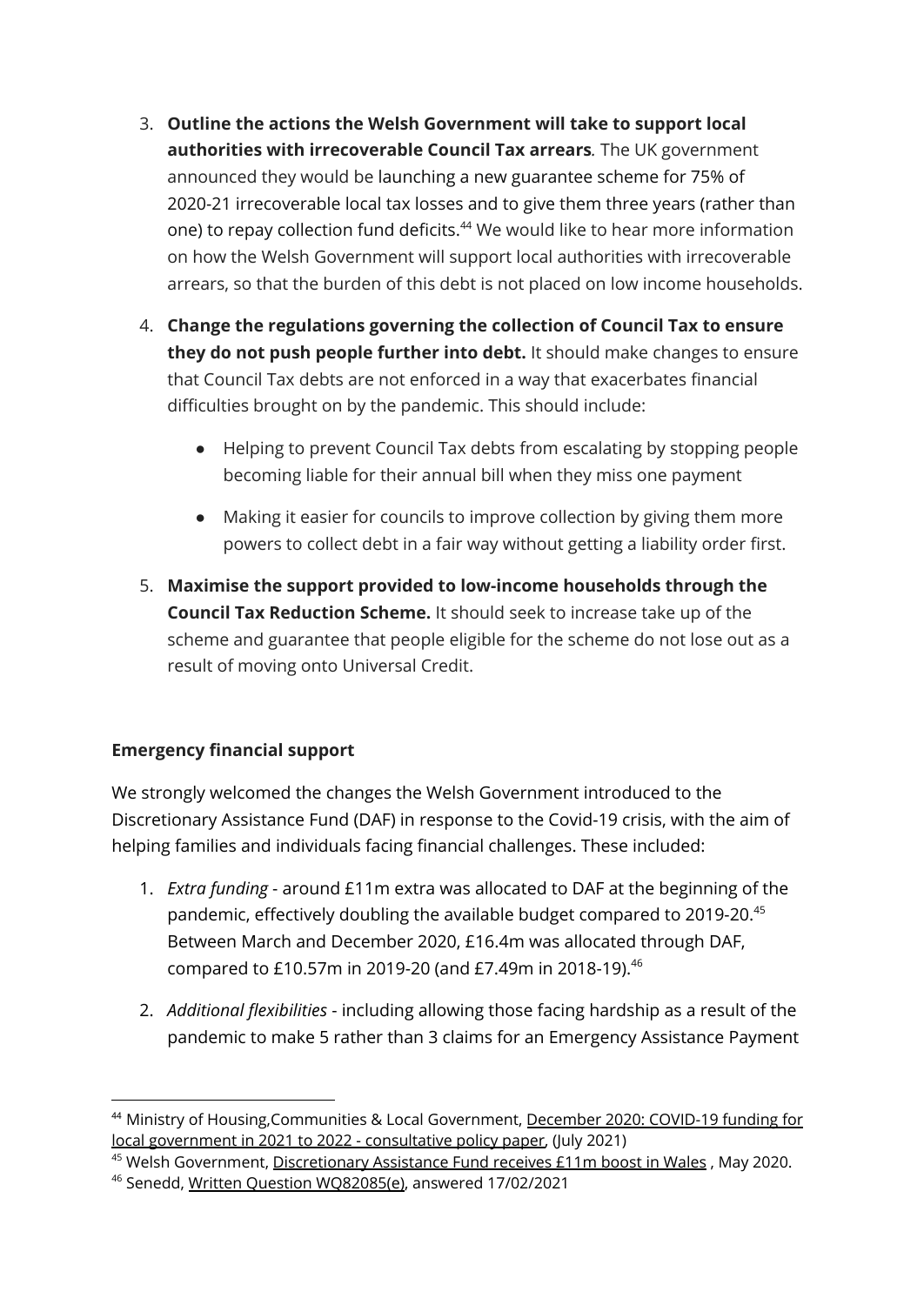3. **Outline the actions the Welsh Government will take to support local authorities with irrecoverable Council Tax arrears**. The UK government announced they would be launching a new guarantee scheme for 75% of 2020-21 irrecoverable local tax losses and to give them three years (rather than one) to repay collection fund deficits.[44] We would like to hear more information on how the Welsh Government will support local authorities with irrecoverable arrears, so that the burden of this debt is not placed on low income households.

4. **Change the regulations governing the collection of Council Tax to ensure they do not push people further into debt.** It should make changes to ensure that Council Tax debts are not enforced in a way that exacerbates financial difficulties brought on by the pandemic. This should include:

   - Helping to prevent Council Tax debts from escalating by stopping people becoming liable for their annual bill when they miss one payment
   - Making it easier for councils to improve collection by giving them more powers to collect debt in a fair way without getting a liability order first.

5. **Maximise the support provided to low-income households through the Council Tax Reduction Scheme.** It should seek to increase take up of the scheme and guarantee that people eligible for the scheme do not lose out as a result of moving onto Universal Credit.

**Emergency financial support**

We strongly welcomed the changes the Welsh Government introduced to the Discretionary Assistance Fund (DAF) in response to the Covid-19 crisis, with the aim of helping families and individuals facing financial challenges. These included:

1. *Extra funding* - around £11m extra was allocated to DAF at the beginning of the pandemic, effectively doubling the available budget compared to 2019-20.[45] Between March and December 2020, £16.4m was allocated through DAF, compared to £10.57m in 2019-20 (and £7.49m in 2018-19).[46]

2. *Additional flexibilities* - including allowing those facing hardship as a result of the pandemic to make 5 rather than 3 claims for an Emergency Assistance Payment

---

[44] Ministry of Housing,Communities & Local Government, December 2020: COVID-19 funding for local government in 2021 to 2022 - consultative policy paper, (July 2021)

[45] Welsh Government, Discretionary Assistance Fund receives £11m boost in Wales , May 2020.

[46] Senedd, Written Question WQ82085(e), answered 17/02/2021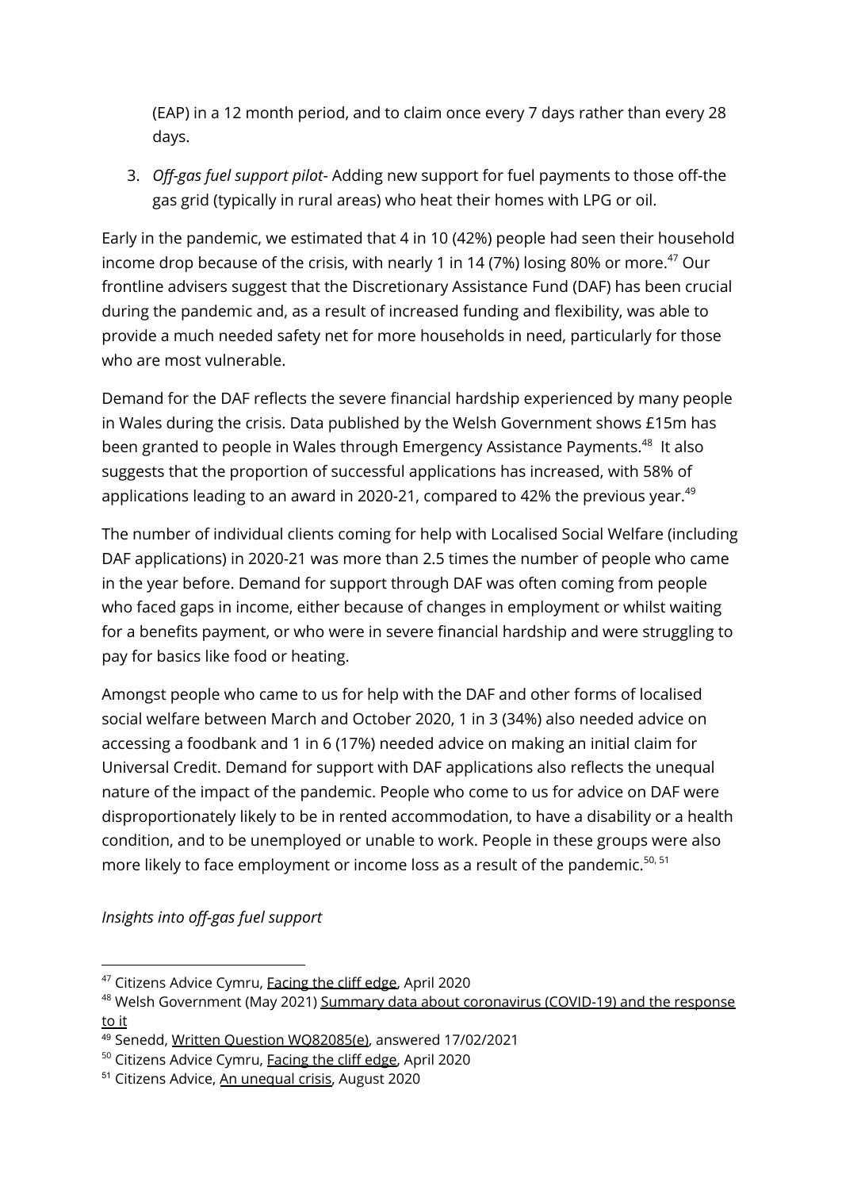(EAP) in a 12 month period, and to claim once every 7 days rather than every 28 days.

3. *Off-gas fuel support pilot*- Adding new support for fuel payments to those off-the gas grid (typically in rural areas) who heat their homes with LPG or oil.

Early in the pandemic, we estimated that 4 in 10 (42%) people had seen their household income drop because of the crisis, with nearly 1 in 14 (7%) losing 80% or more.[47] Our frontline advisers suggest that the Discretionary Assistance Fund (DAF) has been crucial during the pandemic and, as a result of increased funding and flexibility, was able to provide a much needed safety net for more households in need, particularly for those who are most vulnerable.

Demand for the DAF reflects the severe financial hardship experienced by many people in Wales during the crisis. Data published by the Welsh Government shows £15m has been granted to people in Wales through Emergency Assistance Payments.[48] It also suggests that the proportion of successful applications has increased, with 58% of applications leading to an award in 2020-21, compared to 42% the previous year.[49]

The number of individual clients coming for help with Localised Social Welfare (including DAF applications) in 2020-21 was more than 2.5 times the number of people who came in the year before. Demand for support through DAF was often coming from people who faced gaps in income, either because of changes in employment or whilst waiting for a benefits payment, or who were in severe financial hardship and were struggling to pay for basics like food or heating.

Amongst people who came to us for help with the DAF and other forms of localised social welfare between March and October 2020, 1 in 3 (34%) also needed advice on accessing a foodbank and 1 in 6 (17%) needed advice on making an initial claim for Universal Credit. Demand for support with DAF applications also reflects the unequal nature of the impact of the pandemic. People who come to us for advice on DAF were disproportionately likely to be in rented accommodation, to have a disability or a health condition, and to be unemployed or unable to work. People in these groups were also more likely to face employment or income loss as a result of the pandemic.[50, 51]

*Insights into off-gas fuel support*

---

[47] Citizens Advice Cymru, Facing the cliff edge, April 2020

[48] Welsh Government (May 2021) Summary data about coronavirus (COVID-19) and the response to it

[49] Senedd, Written Question WQ82085(e), answered 17/02/2021

[50] Citizens Advice Cymru, Facing the cliff edge, April 2020

[51] Citizens Advice, An unequal crisis, August 2020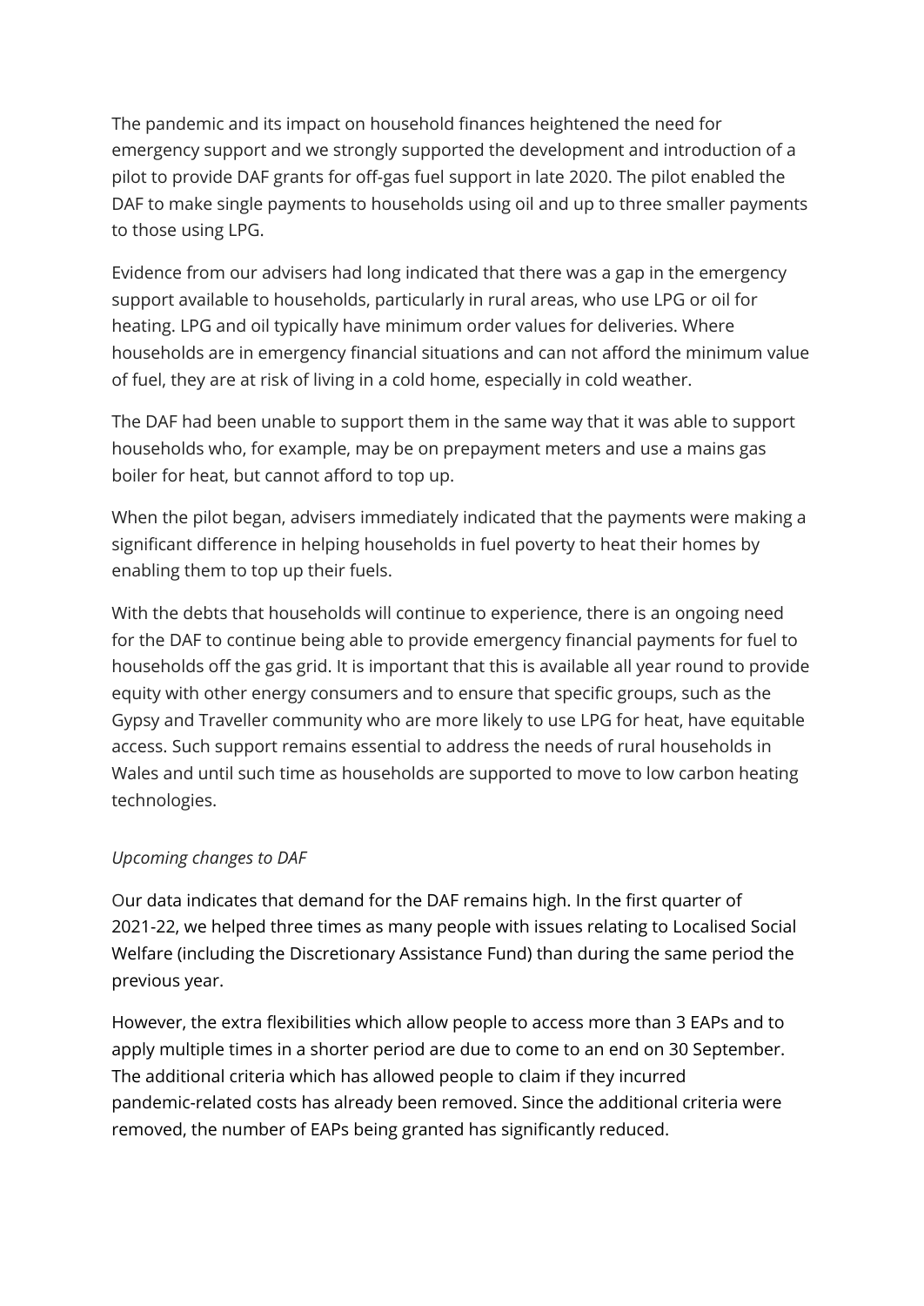The pandemic and its impact on household finances heightened the need for emergency support and we strongly supported the development and introduction of a pilot to provide DAF grants for off-gas fuel support in late 2020. The pilot enabled the DAF to make single payments to households using oil and up to three smaller payments to those using LPG.

Evidence from our advisers had long indicated that there was a gap in the emergency support available to households, particularly in rural areas, who use LPG or oil for heating. LPG and oil typically have minimum order values for deliveries. Where households are in emergency financial situations and can not afford the minimum value of fuel, they are at risk of living in a cold home, especially in cold weather.

The DAF had been unable to support them in the same way that it was able to support households who, for example, may be on prepayment meters and use a mains gas boiler for heat, but cannot afford to top up.

When the pilot began, advisers immediately indicated that the payments were making a significant difference in helping households in fuel poverty to heat their homes by enabling them to top up their fuels.

With the debts that households will continue to experience, there is an ongoing need for the DAF to continue being able to provide emergency financial payments for fuel to households off the gas grid. It is important that this is available all year round to provide equity with other energy consumers and to ensure that specific groups, such as the Gypsy and Traveller community who are more likely to use LPG for heat, have equitable access. Such support remains essential to address the needs of rural households in Wales and until such time as households are supported to move to low carbon heating technologies.

*Upcoming changes to DAF*

Our data indicates that demand for the DAF remains high. In the first quarter of 2021-22, we helped three times as many people with issues relating to Localised Social Welfare (including the Discretionary Assistance Fund) than during the same period the previous year.

However, the extra flexibilities which allow people to access more than 3 EAPs and to apply multiple times in a shorter period are due to come to an end on 30 September. The additional criteria which has allowed people to claim if they incurred pandemic-related costs has already been removed. Since the additional criteria were removed, the number of EAPs being granted has significantly reduced.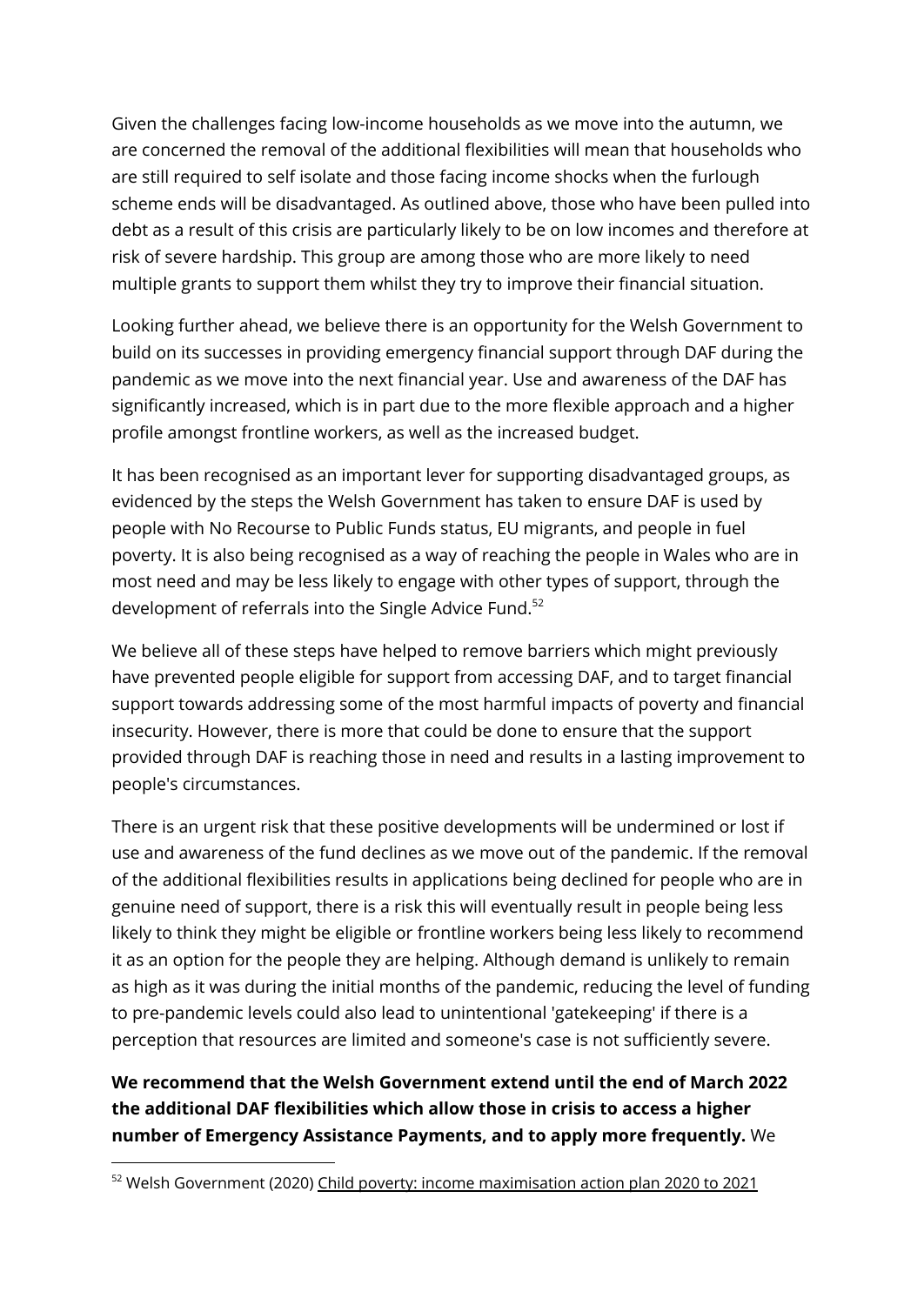Given the challenges facing low-income households as we move into the autumn, we are concerned the removal of the additional flexibilities will mean that households who are still required to self isolate and those facing income shocks when the furlough scheme ends will be disadvantaged. As outlined above, those who have been pulled into debt as a result of this crisis are particularly likely to be on low incomes and therefore at risk of severe hardship. This group are among those who are more likely to need multiple grants to support them whilst they try to improve their financial situation.

Looking further ahead, we believe there is an opportunity for the Welsh Government to build on its successes in providing emergency financial support through DAF during the pandemic as we move into the next financial year. Use and awareness of the DAF has significantly increased, which is in part due to the more flexible approach and a higher profile amongst frontline workers, as well as the increased budget.

It has been recognised as an important lever for supporting disadvantaged groups, as evidenced by the steps the Welsh Government has taken to ensure DAF is used by people with No Recourse to Public Funds status, EU migrants, and people in fuel poverty. It is also being recognised as a way of reaching the people in Wales who are in most need and may be less likely to engage with other types of support, through the development of referrals into the Single Advice Fund.[52]

We believe all of these steps have helped to remove barriers which might previously have prevented people eligible for support from accessing DAF, and to target financial support towards addressing some of the most harmful impacts of poverty and financial insecurity. However, there is more that could be done to ensure that the support provided through DAF is reaching those in need and results in a lasting improvement to people's circumstances.

There is an urgent risk that these positive developments will be undermined or lost if use and awareness of the fund declines as we move out of the pandemic. If the removal of the additional flexibilities results in applications being declined for people who are in genuine need of support, there is a risk this will eventually result in people being less likely to think they might be eligible or frontline workers being less likely to recommend it as an option for the people they are helping. Although demand is unlikely to remain as high as it was during the initial months of the pandemic, reducing the level of funding to pre-pandemic levels could also lead to unintentional 'gatekeeping' if there is a perception that resources are limited and someone's case is not sufficiently severe.

**We recommend that the Welsh Government extend until the end of March 2022 the additional DAF flexibilities which allow those in crisis to access a higher number of Emergency Assistance Payments, and to apply more frequently.** We

[52] Welsh Government (2020) Child poverty: income maximisation action plan 2020 to 2021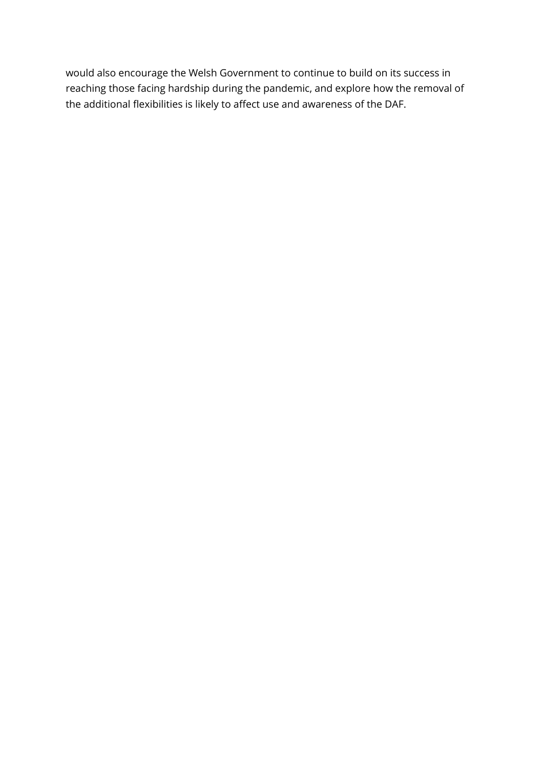would also encourage the Welsh Government to continue to build on its success in reaching those facing hardship during the pandemic, and explore how the removal of the additional flexibilities is likely to affect use and awareness of the DAF.